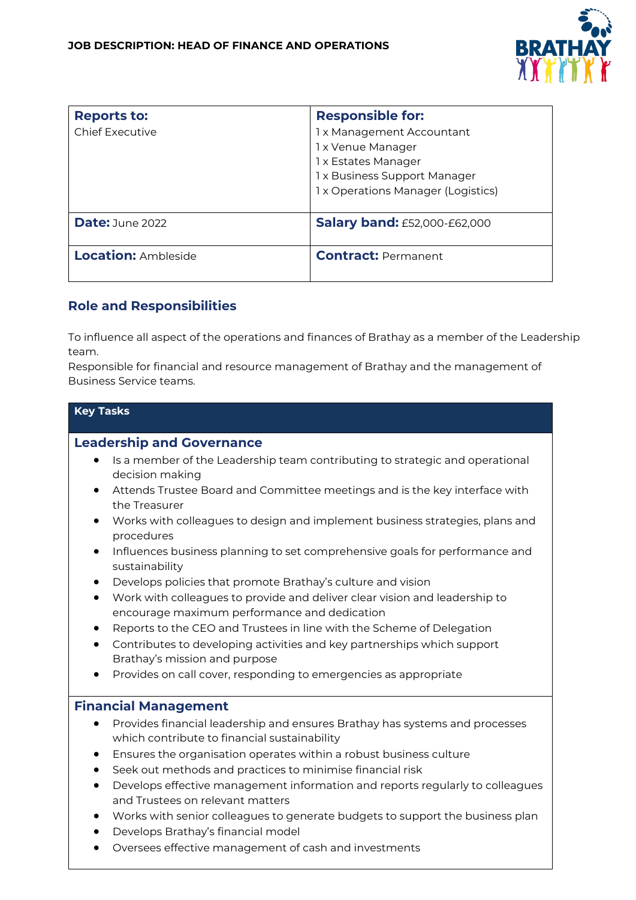# JOB DESCRIPTION: HEAD OF FINANCE AND OPERATIONS

| | |
|---|---|
| **Reports to:**<br>Chief Executive | **Responsible for:**<br>1 x Management Accountant<br>1 x Venue Manager<br>1 x Estates Manager<br>1 x Business Support Manager<br>1 x Operations Manager (Logistics) |
| **Date:** June 2022 | **Salary band:** £52,000-£62,000 |
| **Location:** Ambleside | **Contract:** Permanent |

## Role and Responsibilities

To influence all aspect of the operations and finances of Brathay as a member of the Leadership team.
Responsible for financial and resource management of Brathay and the management of Business Service teams.

### Key Tasks

### Leadership and Governance

- Is a member of the Leadership team contributing to strategic and operational decision making
- Attends Trustee Board and Committee meetings and is the key interface with the Treasurer
- Works with colleagues to design and implement business strategies, plans and procedures
- Influences business planning to set comprehensive goals for performance and sustainability
- Develops policies that promote Brathay's culture and vision
- Work with colleagues to provide and deliver clear vision and leadership to encourage maximum performance and dedication
- Reports to the CEO and Trustees in line with the Scheme of Delegation
- Contributes to developing activities and key partnerships which support Brathay's mission and purpose
- Provides on call cover, responding to emergencies as appropriate

### Financial Management

- Provides financial leadership and ensures Brathay has systems and processes which contribute to financial sustainability
- Ensures the organisation operates within a robust business culture
- Seek out methods and practices to minimise financial risk
- Develops effective management information and reports regularly to colleagues and Trustees on relevant matters
- Works with senior colleagues to generate budgets to support the business plan
- Develops Brathay's financial model
- Oversees effective management of cash and investments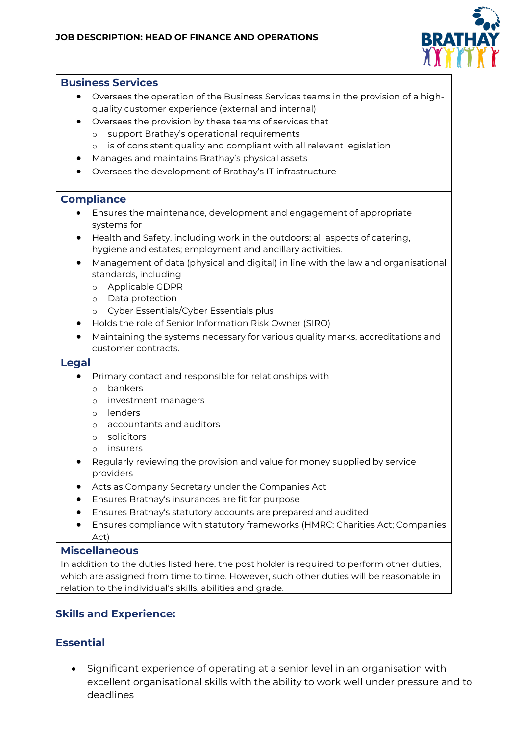## Business Services

- Oversees the operation of the Business Services teams in the provision of a high-quality customer experience (external and internal)
- Oversees the provision by these teams of services that
  - support Brathay's operational requirements
  - is of consistent quality and compliant with all relevant legislation
- Manages and maintains Brathay's physical assets
- Oversees the development of Brathay's IT infrastructure

## Compliance

- Ensures the maintenance, development and engagement of appropriate systems for
- Health and Safety, including work in the outdoors; all aspects of catering, hygiene and estates; employment and ancillary activities.
- Management of data (physical and digital) in line with the law and organisational standards, including
  - Applicable GDPR
  - Data protection
  - Cyber Essentials/Cyber Essentials plus
- Holds the role of Senior Information Risk Owner (SIRO)
- Maintaining the systems necessary for various quality marks, accreditations and customer contracts.

## Legal

- Primary contact and responsible for relationships with
  - bankers
  - investment managers
  - lenders
  - accountants and auditors
  - solicitors
  - insurers
- Regularly reviewing the provision and value for money supplied by service providers
- Acts as Company Secretary under the Companies Act
- Ensures Brathay's insurances are fit for purpose
- Ensures Brathay's statutory accounts are prepared and audited
- Ensures compliance with statutory frameworks (HMRC; Charities Act; Companies Act)

## Miscellaneous

In addition to the duties listed here, the post holder is required to perform other duties, which are assigned from time to time. However, such other duties will be reasonable in relation to the individual's skills, abilities and grade.

## Skills and Experience:

## Essential

- Significant experience of operating at a senior level in an organisation with excellent organisational skills with the ability to work well under pressure and to deadlines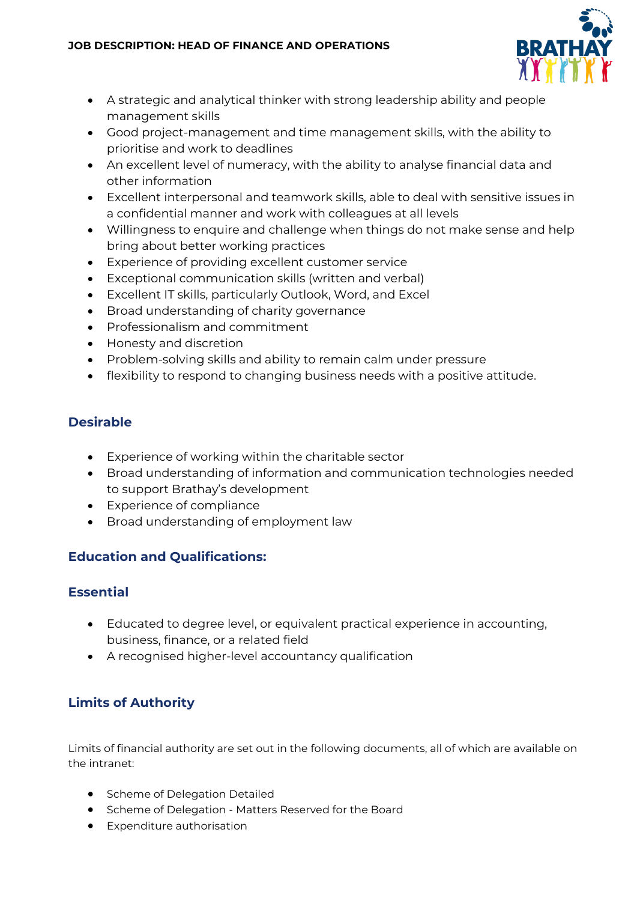- A strategic and analytical thinker with strong leadership ability and people management skills
- Good project-management and time management skills, with the ability to prioritise and work to deadlines
- An excellent level of numeracy, with the ability to analyse financial data and other information
- Excellent interpersonal and teamwork skills, able to deal with sensitive issues in a confidential manner and work with colleagues at all levels
- Willingness to enquire and challenge when things do not make sense and help bring about better working practices
- Experience of providing excellent customer service
- Exceptional communication skills (written and verbal)
- Excellent IT skills, particularly Outlook, Word, and Excel
- Broad understanding of charity governance
- Professionalism and commitment
- Honesty and discretion
- Problem-solving skills and ability to remain calm under pressure
- flexibility to respond to changing business needs with a positive attitude.

### Desirable

- Experience of working within the charitable sector
- Broad understanding of information and communication technologies needed to support Brathay's development
- Experience of compliance
- Broad understanding of employment law

## Education and Qualifications:

### Essential

- Educated to degree level, or equivalent practical experience in accounting, business, finance, or a related field
- A recognised higher-level accountancy qualification

## Limits of Authority

Limits of financial authority are set out in the following documents, all of which are available on the intranet:

- Scheme of Delegation Detailed
- Scheme of Delegation - Matters Reserved for the Board
- Expenditure authorisation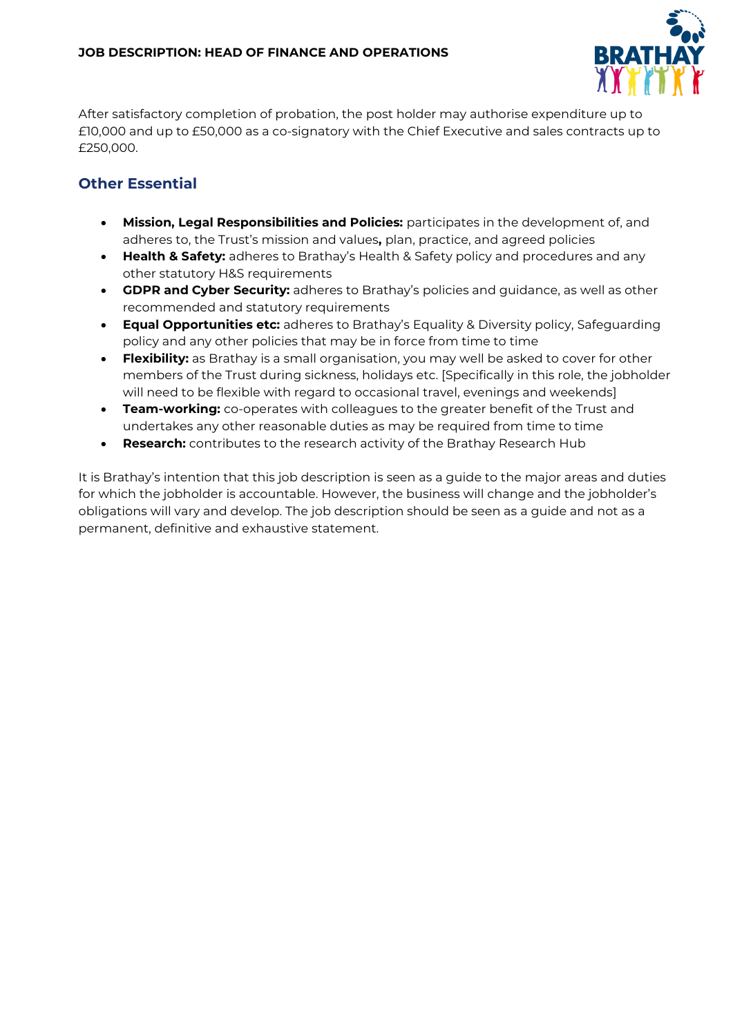After satisfactory completion of probation, the post holder may authorise expenditure up to £10,000 and up to £50,000 as a co-signatory with the Chief Executive and sales contracts up to £250,000.

## Other Essential

- **Mission, Legal Responsibilities and Policies:** participates in the development of, and adheres to, the Trust's mission and values**,** plan, practice, and agreed policies
- **Health & Safety:** adheres to Brathay's Health & Safety policy and procedures and any other statutory H&S requirements
- **GDPR and Cyber Security:** adheres to Brathay's policies and guidance, as well as other recommended and statutory requirements
- **Equal Opportunities etc:** adheres to Brathay's Equality & Diversity policy, Safeguarding policy and any other policies that may be in force from time to time
- **Flexibility:** as Brathay is a small organisation, you may well be asked to cover for other members of the Trust during sickness, holidays etc. [Specifically in this role, the jobholder will need to be flexible with regard to occasional travel, evenings and weekends]
- **Team-working:** co-operates with colleagues to the greater benefit of the Trust and undertakes any other reasonable duties as may be required from time to time
- **Research:** contributes to the research activity of the Brathay Research Hub

It is Brathay's intention that this job description is seen as a guide to the major areas and duties for which the jobholder is accountable. However, the business will change and the jobholder's obligations will vary and develop. The job description should be seen as a guide and not as a permanent, definitive and exhaustive statement.